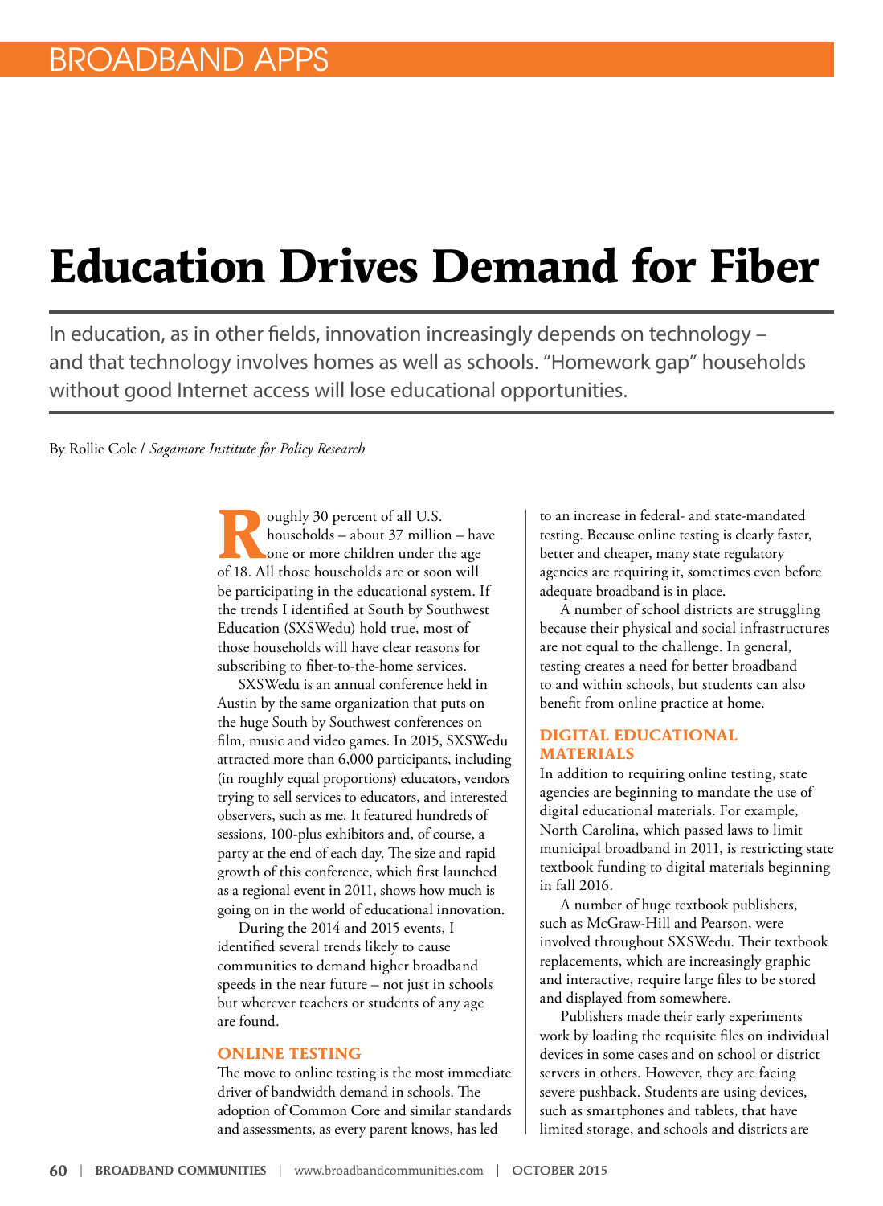BROADBAND APPS

# Education Drives Demand for Fiber

In education, as in other fields, innovation increasingly depends on technology – and that technology involves homes as well as schools. "Homework gap" households without good Internet access will lose educational opportunities.

By Rollie Cole / *Sagamore Institute for Policy Research*

Roughly 30 percent of all U.S. households – about 37 million – have one or more children under the age of 18. All those households are or soon will be participating in the educational system. If the trends I identified at South by Southwest Education (SXSWedu) hold true, most of those households will have clear reasons for subscribing to fiber-to-the-home services.

SXSWedu is an annual conference held in Austin by the same organization that puts on the huge South by Southwest conferences on film, music and video games. In 2015, SXSWedu attracted more than 6,000 participants, including (in roughly equal proportions) educators, vendors trying to sell services to educators, and interested observers, such as me. It featured hundreds of sessions, 100-plus exhibitors and, of course, a party at the end of each day. The size and rapid growth of this conference, which first launched as a regional event in 2011, shows how much is going on in the world of educational innovation.

During the 2014 and 2015 events, I identified several trends likely to cause communities to demand higher broadband speeds in the near future – not just in schools but wherever teachers or students of any age are found.

## ONLINE TESTING

The move to online testing is the most immediate driver of bandwidth demand in schools. The adoption of Common Core and similar standards and assessments, as every parent knows, has led to an increase in federal- and state-mandated testing. Because online testing is clearly faster, better and cheaper, many state regulatory agencies are requiring it, sometimes even before adequate broadband is in place.

A number of school districts are struggling because their physical and social infrastructures are not equal to the challenge. In general, testing creates a need for better broadband to and within schools, but students can also benefit from online practice at home.

## DIGITAL EDUCATIONAL MATERIALS

In addition to requiring online testing, state agencies are beginning to mandate the use of digital educational materials. For example, North Carolina, which passed laws to limit municipal broadband in 2011, is restricting state textbook funding to digital materials beginning in fall 2016.

A number of huge textbook publishers, such as McGraw-Hill and Pearson, were involved throughout SXSWedu. Their textbook replacements, which are increasingly graphic and interactive, require large files to be stored and displayed from somewhere.

Publishers made their early experiments work by loading the requisite files on individual devices in some cases and on school or district servers in others. However, they are facing severe pushback. Students are using devices, such as smartphones and tablets, that have limited storage, and schools and districts are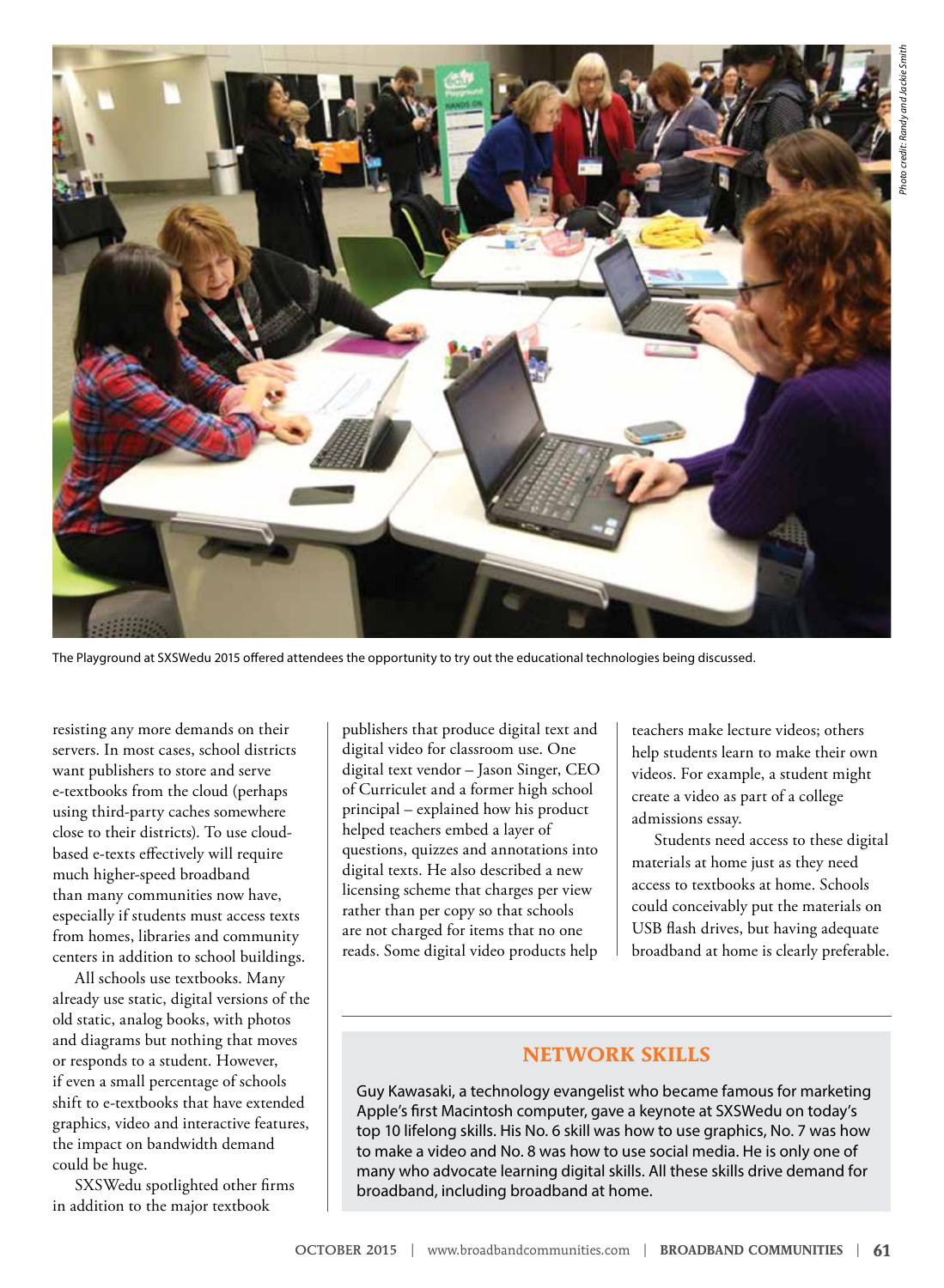The Playground at SXSWedu 2015 offered attendees the opportunity to try out the educational technologies being discussed.

resisting any more demands on their servers. In most cases, school districts want publishers to store and serve e-textbooks from the cloud (perhaps using third-party caches somewhere close to their districts). To use cloud-based e-texts effectively will require much higher-speed broadband than many communities now have, especially if students must access texts from homes, libraries and community centers in addition to school buildings.

All schools use textbooks. Many already use static, digital versions of the old static, analog books, with photos and diagrams but nothing that moves or responds to a student. However, if even a small percentage of schools shift to e-textbooks that have extended graphics, video and interactive features, the impact on bandwidth demand could be huge.

SXSWedu spotlighted other firms in addition to the major textbook publishers that produce digital text and digital video for classroom use. One digital text vendor – Jason Singer, CEO of Curriculet and a former high school principal – explained how his product helped teachers embed a layer of questions, quizzes and annotations into digital texts. He also described a new licensing scheme that charges per view rather than per copy so that schools are not charged for items that no one reads. Some digital video products help teachers make lecture videos; others help students learn to make their own videos. For example, a student might create a video as part of a college admissions essay.

Students need access to these digital materials at home just as they need access to textbooks at home. Schools could conceivably put the materials on USB flash drives, but having adequate broadband at home is clearly preferable.

## NETWORK SKILLS

Guy Kawasaki, a technology evangelist who became famous for marketing Apple's first Macintosh computer, gave a keynote at SXSWedu on today's top 10 lifelong skills. His No. 6 skill was how to use graphics, No. 7 was how to make a video and No. 8 was how to use social media. He is only one of many who advocate learning digital skills. All these skills drive demand for broadband, including broadband at home.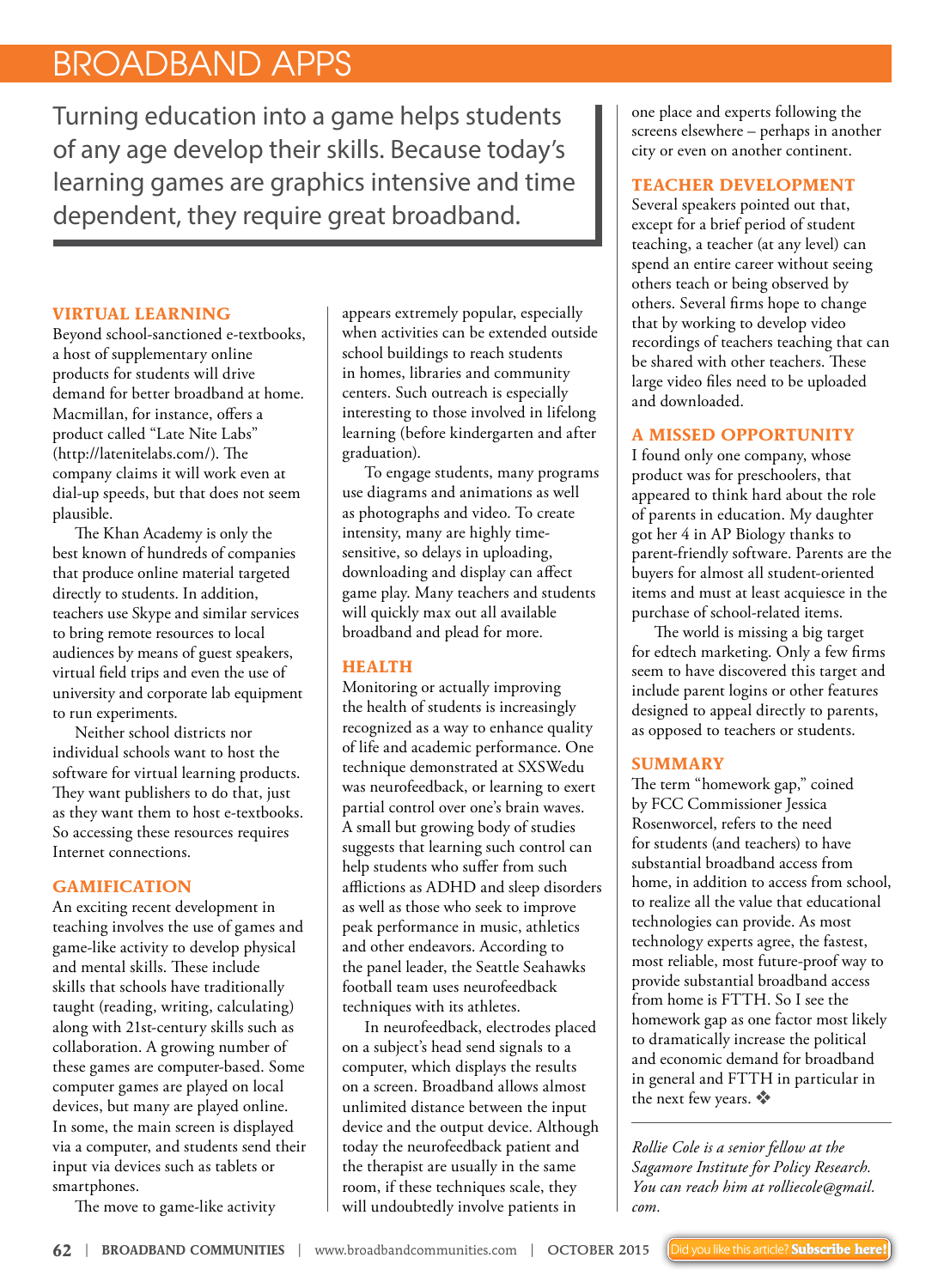# BROADBAND APPS

Turning education into a game helps students of any age develop their skills. Because today's learning games are graphics intensive and time dependent, they require great broadband.

## VIRTUAL LEARNING

Beyond school-sanctioned e-textbooks, a host of supplementary online products for students will drive demand for better broadband at home. Macmillan, for instance, offers a product called "Late Nite Labs" (http://latenitelabs.com/). The company claims it will work even at dial-up speeds, but that does not seem plausible.

The Khan Academy is only the best known of hundreds of companies that produce online material targeted directly to students. In addition, teachers use Skype and similar services to bring remote resources to local audiences by means of guest speakers, virtual field trips and even the use of university and corporate lab equipment to run experiments.

Neither school districts nor individual schools want to host the software for virtual learning products. They want publishers to do that, just as they want them to host e-textbooks. So accessing these resources requires Internet connections.

## GAMIFICATION

An exciting recent development in teaching involves the use of games and game-like activity to develop physical and mental skills. These include skills that schools have traditionally taught (reading, writing, calculating) along with 21st-century skills such as collaboration. A growing number of these games are computer-based. Some computer games are played on local devices, but many are played online. In some, the main screen is displayed via a computer, and students send their input via devices such as tablets or smartphones.

The move to game-like activity appears extremely popular, especially when activities can be extended outside school buildings to reach students in homes, libraries and community centers. Such outreach is especially interesting to those involved in lifelong learning (before kindergarten and after graduation).

To engage students, many programs use diagrams and animations as well as photographs and video. To create intensity, many are highly time-sensitive, so delays in uploading, downloading and display can affect game play. Many teachers and students will quickly max out all available broadband and plead for more.

## HEALTH

Monitoring or actually improving the health of students is increasingly recognized as a way to enhance quality of life and academic performance. One technique demonstrated at SXSWedu was neurofeedback, or learning to exert partial control over one's brain waves. A small but growing body of studies suggests that learning such control can help students who suffer from such afflictions as ADHD and sleep disorders as well as those who seek to improve peak performance in music, athletics and other endeavors. According to the panel leader, the Seattle Seahawks football team uses neurofeedback techniques with its athletes.

In neurofeedback, electrodes placed on a subject's head send signals to a computer, which displays the results on a screen. Broadband allows almost unlimited distance between the input device and the output device. Although today the neurofeedback patient and the therapist are usually in the same room, if these techniques scale, they will undoubtedly involve patients in one place and experts following the screens elsewhere – perhaps in another city or even on another continent.

## TEACHER DEVELOPMENT

Several speakers pointed out that, except for a brief period of student teaching, a teacher (at any level) can spend an entire career without seeing others teach or being observed by others. Several firms hope to change that by working to develop video recordings of teachers teaching that can be shared with other teachers. These large video files need to be uploaded and downloaded.

## A MISSED OPPORTUNITY

I found only one company, whose product was for preschoolers, that appeared to think hard about the role of parents in education. My daughter got her 4 in AP Biology thanks to parent-friendly software. Parents are the buyers for almost all student-oriented items and must at least acquiesce in the purchase of school-related items.

The world is missing a big target for edtech marketing. Only a few firms seem to have discovered this target and include parent logins or other features designed to appeal directly to parents, as opposed to teachers or students.

## SUMMARY

The term "homework gap," coined by FCC Commissioner Jessica Rosenworcel, refers to the need for students (and teachers) to have substantial broadband access from home, in addition to access from school, to realize all the value that educational technologies can provide. As most technology experts agree, the fastest, most reliable, most future-proof way to provide substantial broadband access from home is FTTH. So I see the homework gap as one factor most likely to dramatically increase the political and economic demand for broadband in general and FTTH in particular in the next few years. ❖

---

*Rollie Cole is a senior fellow at the Sagamore Institute for Policy Research. You can reach him at rolliecole@gmail.com.*